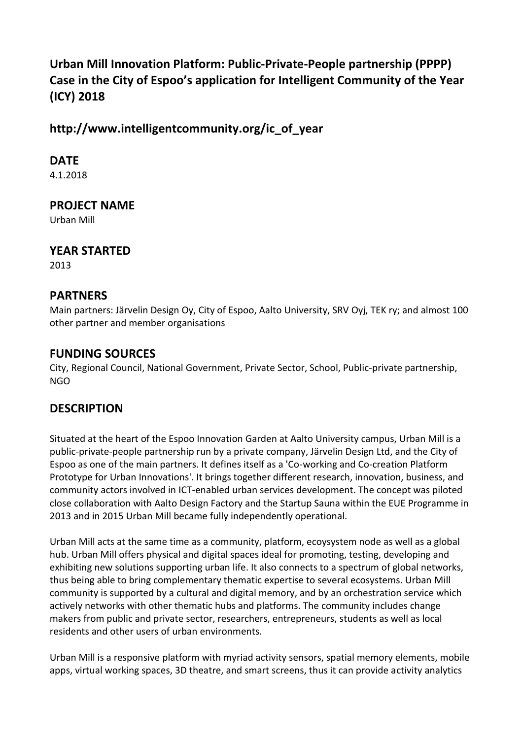# Urban Mill Innovation Platform: Public-Private-People partnership (PPPP) Case in the City of Espoo's application for Intelligent Community of the Year (ICY) 2018

## http://www.intelligentcommunity.org/ic_of_year

## DATE

4.1.2018

## PROJECT NAME

Urban Mill

## YEAR STARTED

2013

## PARTNERS

Main partners: Järvelin Design Oy, City of Espoo, Aalto University, SRV Oyj, TEK ry; and almost 100 other partner and member organisations

## FUNDING SOURCES

City, Regional Council, National Government, Private Sector, School, Public-private partnership, NGO

## DESCRIPTION

Situated at the heart of the Espoo Innovation Garden at Aalto University campus, Urban Mill is a public-private-people partnership run by a private company, Järvelin Design Ltd, and the City of Espoo as one of the main partners. It defines itself as a 'Co-working and Co-creation Platform Prototype for Urban Innovations'. It brings together different research, innovation, business, and community actors involved in ICT-enabled urban services development. The concept was piloted close collaboration with Aalto Design Factory and the Startup Sauna within the EUE Programme in 2013 and in 2015 Urban Mill became fully independently operational.

Urban Mill acts at the same time as a community, platform, ecoysystem node as well as a global hub. Urban Mill offers physical and digital spaces ideal for promoting, testing, developing and exhibiting new solutions supporting urban life. It also connects to a spectrum of global networks, thus being able to bring complementary thematic expertise to several ecosystems. Urban Mill community is supported by a cultural and digital memory, and by an orchestration service which actively networks with other thematic hubs and platforms. The community includes change makers from public and private sector, researchers, entrepreneurs, students as well as local residents and other users of urban environments.

Urban Mill is a responsive platform with myriad activity sensors, spatial memory elements, mobile apps, virtual working spaces, 3D theatre, and smart screens, thus it can provide activity analytics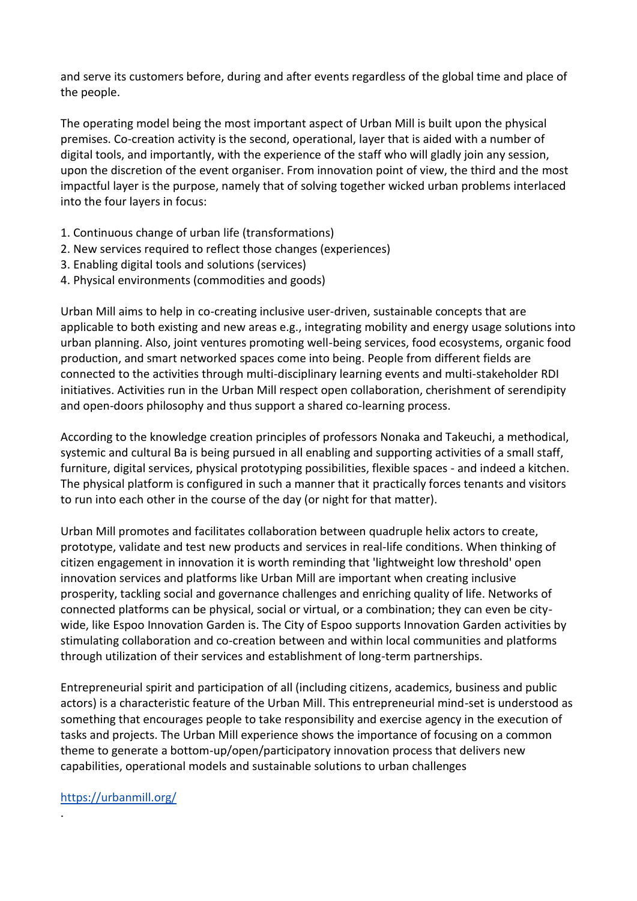and serve its customers before, during and after events regardless of the global time and place of the people.

The operating model being the most important aspect of Urban Mill is built upon the physical premises. Co-creation activity is the second, operational, layer that is aided with a number of digital tools, and importantly, with the experience of the staff who will gladly join any session, upon the discretion of the event organiser. From innovation point of view, the third and the most impactful layer is the purpose, namely that of solving together wicked urban problems interlaced into the four layers in focus:

1. Continuous change of urban life (transformations)
2. New services required to reflect those changes (experiences)
3. Enabling digital tools and solutions (services)
4. Physical environments (commodities and goods)

Urban Mill aims to help in co-creating inclusive user-driven, sustainable concepts that are applicable to both existing and new areas e.g., integrating mobility and energy usage solutions into urban planning. Also, joint ventures promoting well-being services, food ecosystems, organic food production, and smart networked spaces come into being. People from different fields are connected to the activities through multi-disciplinary learning events and multi-stakeholder RDI initiatives. Activities run in the Urban Mill respect open collaboration, cherishment of serendipity and open-doors philosophy and thus support a shared co-learning process.

According to the knowledge creation principles of professors Nonaka and Takeuchi, a methodical, systemic and cultural Ba is being pursued in all enabling and supporting activities of a small staff, furniture, digital services, physical prototyping possibilities, flexible spaces - and indeed a kitchen. The physical platform is configured in such a manner that it practically forces tenants and visitors to run into each other in the course of the day (or night for that matter).

Urban Mill promotes and facilitates collaboration between quadruple helix actors to create, prototype, validate and test new products and services in real-life conditions. When thinking of citizen engagement in innovation it is worth reminding that 'lightweight low threshold' open innovation services and platforms like Urban Mill are important when creating inclusive prosperity, tackling social and governance challenges and enriching quality of life. Networks of connected platforms can be physical, social or virtual, or a combination; they can even be city-wide, like Espoo Innovation Garden is. The City of Espoo supports Innovation Garden activities by stimulating collaboration and co-creation between and within local communities and platforms through utilization of their services and establishment of long-term partnerships.

Entrepreneurial spirit and participation of all (including citizens, academics, business and public actors) is a characteristic feature of the Urban Mill. This entrepreneurial mind-set is understood as something that encourages people to take responsibility and exercise agency in the execution of tasks and projects. The Urban Mill experience shows the importance of focusing on a common theme to generate a bottom-up/open/participatory innovation process that delivers new capabilities, operational models and sustainable solutions to urban challenges

https://urbanmill.org/

.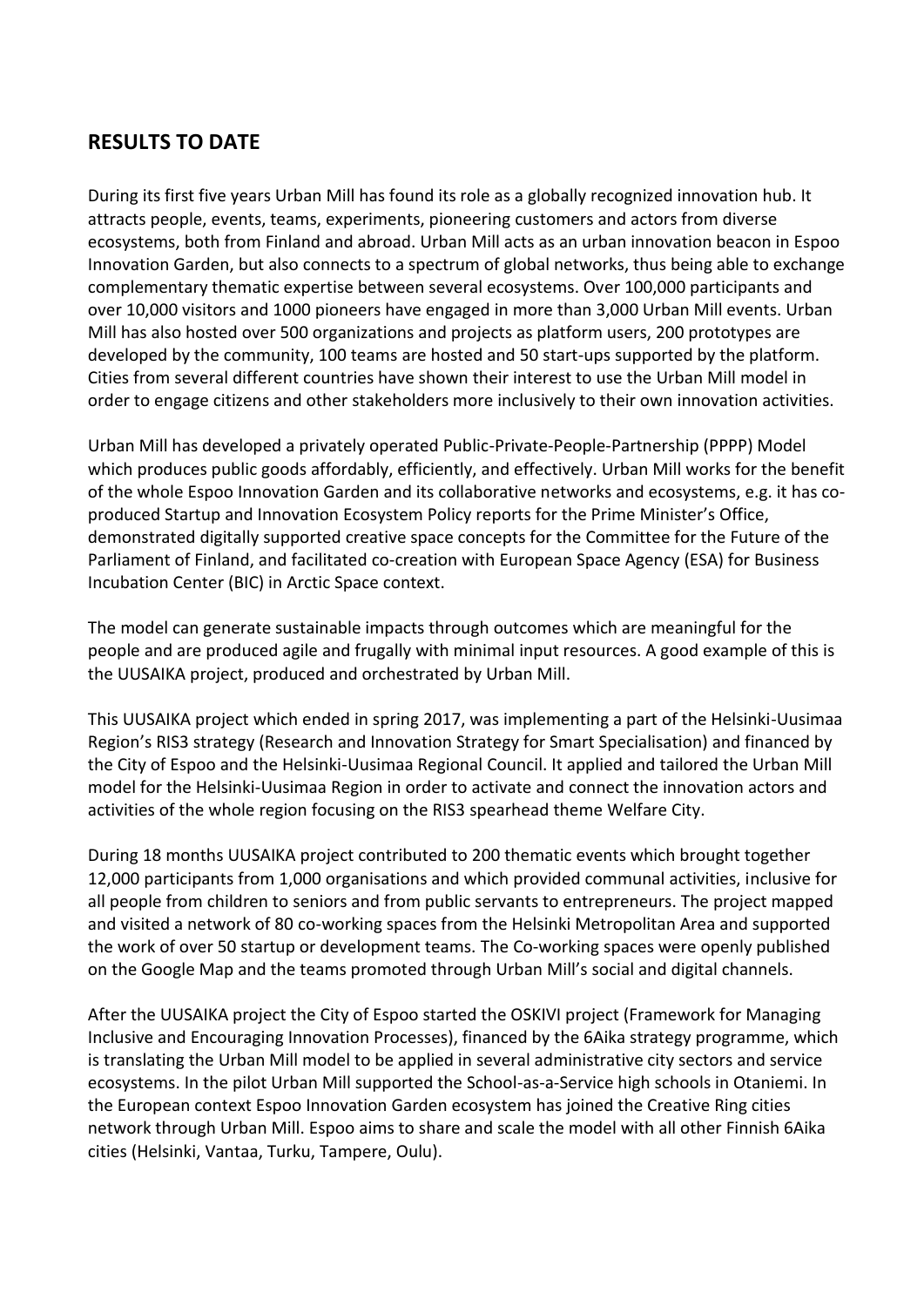## RESULTS TO DATE

During its first five years Urban Mill has found its role as a globally recognized innovation hub. It attracts people, events, teams, experiments, pioneering customers and actors from diverse ecosystems, both from Finland and abroad. Urban Mill acts as an urban innovation beacon in Espoo Innovation Garden, but also connects to a spectrum of global networks, thus being able to exchange complementary thematic expertise between several ecosystems. Over 100,000 participants and over 10,000 visitors and 1000 pioneers have engaged in more than 3,000 Urban Mill events. Urban Mill has also hosted over 500 organizations and projects as platform users, 200 prototypes are developed by the community, 100 teams are hosted and 50 start-ups supported by the platform. Cities from several different countries have shown their interest to use the Urban Mill model in order to engage citizens and other stakeholders more inclusively to their own innovation activities.

Urban Mill has developed a privately operated Public-Private-People-Partnership (PPPP) Model which produces public goods affordably, efficiently, and effectively. Urban Mill works for the benefit of the whole Espoo Innovation Garden and its collaborative networks and ecosystems, e.g. it has co-produced Startup and Innovation Ecosystem Policy reports for the Prime Minister's Office, demonstrated digitally supported creative space concepts for the Committee for the Future of the Parliament of Finland, and facilitated co-creation with European Space Agency (ESA) for Business Incubation Center (BIC) in Arctic Space context.

The model can generate sustainable impacts through outcomes which are meaningful for the people and are produced agile and frugally with minimal input resources. A good example of this is the UUSAIKA project, produced and orchestrated by Urban Mill.

This UUSAIKA project which ended in spring 2017, was implementing a part of the Helsinki-Uusimaa Region's RIS3 strategy (Research and Innovation Strategy for Smart Specialisation) and financed by the City of Espoo and the Helsinki-Uusimaa Regional Council. It applied and tailored the Urban Mill model for the Helsinki-Uusimaa Region in order to activate and connect the innovation actors and activities of the whole region focusing on the RIS3 spearhead theme Welfare City.

During 18 months UUSAIKA project contributed to 200 thematic events which brought together 12,000 participants from 1,000 organisations and which provided communal activities, inclusive for all people from children to seniors and from public servants to entrepreneurs. The project mapped and visited a network of 80 co-working spaces from the Helsinki Metropolitan Area and supported the work of over 50 startup or development teams. The Co-working spaces were openly published on the Google Map and the teams promoted through Urban Mill's social and digital channels.

After the UUSAIKA project the City of Espoo started the OSKIVI project (Framework for Managing Inclusive and Encouraging Innovation Processes), financed by the 6Aika strategy programme, which is translating the Urban Mill model to be applied in several administrative city sectors and service ecosystems. In the pilot Urban Mill supported the School-as-a-Service high schools in Otaniemi. In the European context Espoo Innovation Garden ecosystem has joined the Creative Ring cities network through Urban Mill. Espoo aims to share and scale the model with all other Finnish 6Aika cities (Helsinki, Vantaa, Turku, Tampere, Oulu).